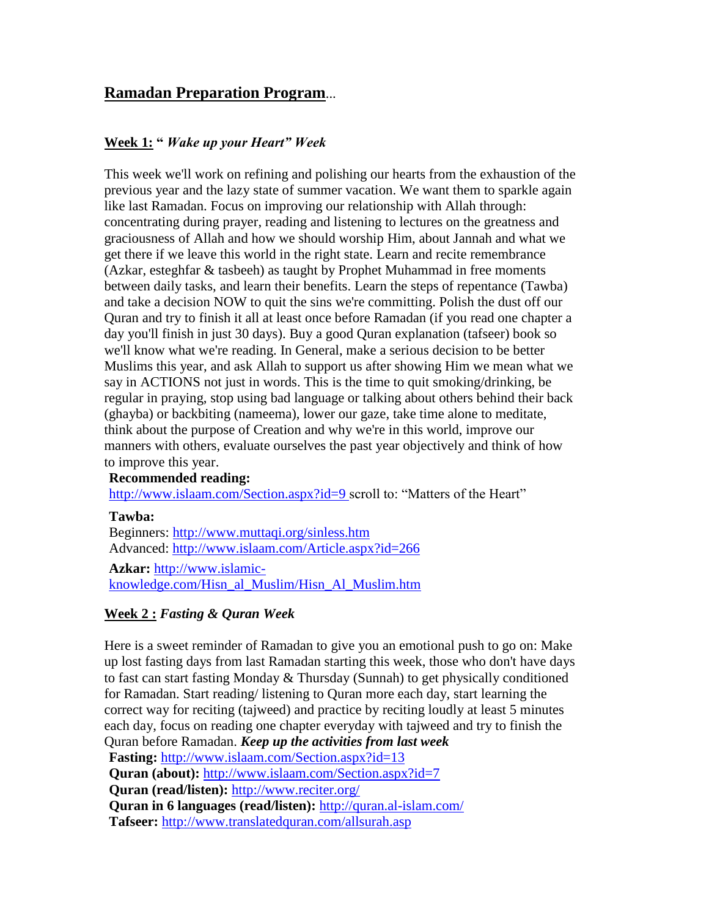# <u>**Ramadan Preparation Program**</u>...

## <u>**Week 1:**</u> **"** ***Wake up your Heart" Week***

This week we'll work on refining and polishing our hearts from the exhaustion of the previous year and the lazy state of summer vacation. We want them to sparkle again like last Ramadan. Focus on improving our relationship with Allah through: concentrating during prayer, reading and listening to lectures on the greatness and graciousness of Allah and how we should worship Him, about Jannah and what we get there if we leave this world in the right state. Learn and recite remembrance (Azkar, esteghfar & tasbeeh) as taught by Prophet Muhammad in free moments between daily tasks, and learn their benefits. Learn the steps of repentance (Tawba) and take a decision NOW to quit the sins we're committing. Polish the dust off our Quran and try to finish it all at least once before Ramadan (if you read one chapter a day you'll finish in just 30 days). Buy a good Quran explanation (tafseer) book so we'll know what we're reading. In General, make a serious decision to be better Muslims this year, and ask Allah to support us after showing Him we mean what we say in ACTIONS not just in words. This is the time to quit smoking/drinking, be regular in praying, stop using bad language or talking about others behind their back (ghayba) or backbiting (nameema), lower our gaze, take time alone to meditate, think about the purpose of Creation and why we're in this world, improve our manners with others, evaluate ourselves the past year objectively and think of how to improve this year.

**Recommended reading:**
http://www.islaam.com/Section.aspx?id=9 scroll to: "Matters of the Heart"

**Tawba:**
Beginners: http://www.muttaqi.org/sinless.htm
Advanced: http://www.islaam.com/Article.aspx?id=266

**Azkar:** http://www.islamic-knowledge.com/Hisn_al_Muslim/Hisn_Al_Muslim.htm

## <u>**Week 2 :**</u> ***Fasting & Quran Week***

Here is a sweet reminder of Ramadan to give you an emotional push to go on: Make up lost fasting days from last Ramadan starting this week, those who don't have days to fast can start fasting Monday & Thursday (Sunnah) to get physically conditioned for Ramadan. Start reading/ listening to Quran more each day, start learning the correct way for reciting (tajweed) and practice by reciting loudly at least 5 minutes each day, focus on reading one chapter everyday with tajweed and try to finish the Quran before Ramadan. ***Keep up the activities from last week***

**Fasting:** http://www.islaam.com/Section.aspx?id=13
**Quran (about):** http://www.islaam.com/Section.aspx?id=7
**Quran (read/listen):** http://www.reciter.org/
**Quran in 6 languages (read/listen):** http://quran.al-islam.com/
**Tafseer:** http://www.translatedquran.com/allsurah.asp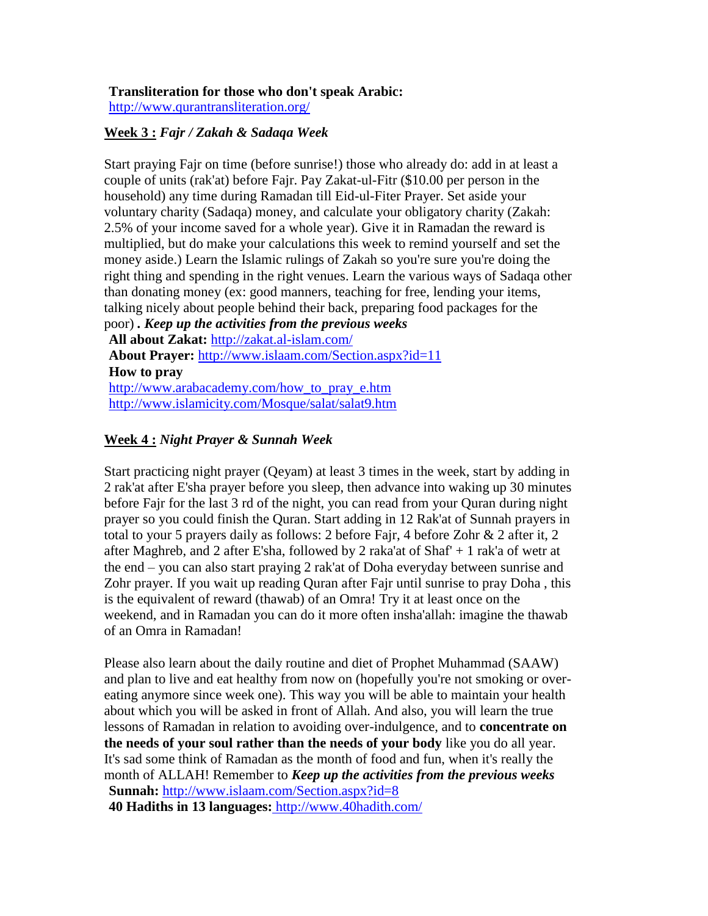**Transliteration for those who don't speak Arabic:**
http://www.qurantransliteration.org/

**Week 3 :** ***Fajr / Zakah & Sadaqa Week***

Start praying Fajr on time (before sunrise!) those who already do: add in at least a couple of units (rak'at) before Fajr. Pay Zakat-ul-Fitr ($10.00 per person in the household) any time during Ramadan till Eid-ul-Fiter Prayer. Set aside your voluntary charity (Sadaqa) money, and calculate your obligatory charity (Zakah: 2.5% of your income saved for a whole year). Give it in Ramadan the reward is multiplied, but do make your calculations this week to remind yourself and set the money aside.) Learn the Islamic rulings of Zakah so you're sure you're doing the right thing and spending in the right venues. Learn the various ways of Sadaqa other than donating money (ex: good manners, teaching for free, lending your items, talking nicely about people behind their back, preparing food packages for the poor) ***. Keep up the activities from the previous weeks***

**All about Zakat:** http://zakat.al-islam.com/
**About Prayer:** http://www.islaam.com/Section.aspx?id=11
**How to pray**
http://www.arabacademy.com/how_to_pray_e.htm
http://www.islamicity.com/Mosque/salat/salat9.htm

**Week 4 :** ***Night Prayer & Sunnah Week***

Start practicing night prayer (Qeyam) at least 3 times in the week, start by adding in 2 rak'at after E'sha prayer before you sleep, then advance into waking up 30 minutes before Fajr for the last 3 rd of the night, you can read from your Quran during night prayer so you could finish the Quran. Start adding in 12 Rak'at of Sunnah prayers in total to your 5 prayers daily as follows: 2 before Fajr, 4 before Zohr & 2 after it, 2 after Maghreb, and 2 after E'sha, followed by 2 raka'at of Shaf' + 1 rak'a of wetr at the end – you can also start praying 2 rak'at of Doha everyday between sunrise and Zohr prayer. If you wait up reading Quran after Fajr until sunrise to pray Doha , this is the equivalent of reward (thawab) of an Omra! Try it at least once on the weekend, and in Ramadan you can do it more often insha'allah: imagine the thawab of an Omra in Ramadan!

Please also learn about the daily routine and diet of Prophet Muhammad (SAAW) and plan to live and eat healthy from now on (hopefully you're not smoking or over-eating anymore since week one). This way you will be able to maintain your health about which you will be asked in front of Allah. And also, you will learn the true lessons of Ramadan in relation to avoiding over-indulgence, and to **concentrate on the needs of your soul rather than the needs of your body** like you do all year. It's sad some think of Ramadan as the month of food and fun, when it's really the month of ALLAH! Remember to ***Keep up the activities from the previous weeks***

**Sunnah:** http://www.islaam.com/Section.aspx?id=8
**40 Hadiths in 13 languages:** http://www.40hadith.com/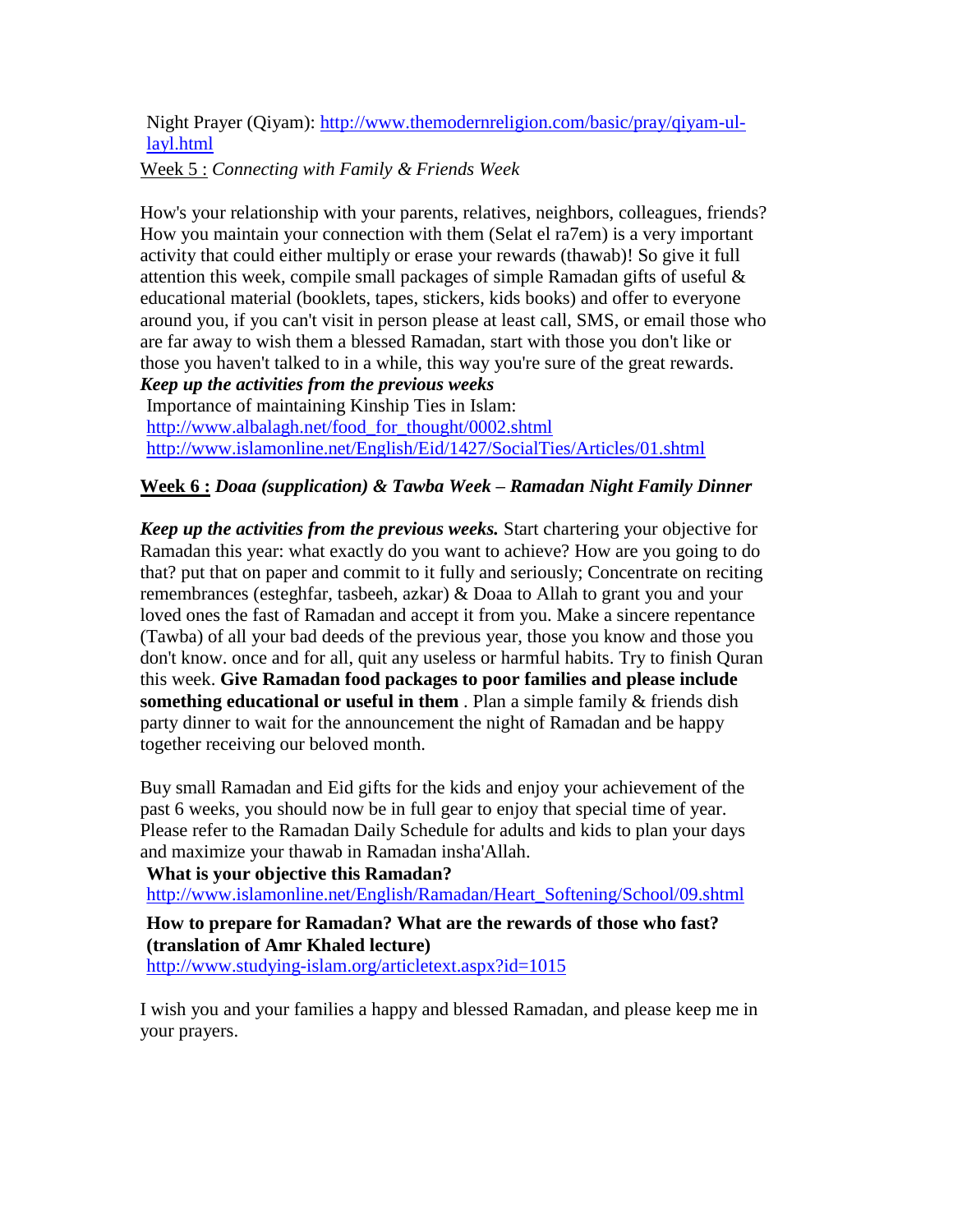Night Prayer (Qiyam): [http://www.themodernreligion.com/basic/pray/qiyam-ul-layl.html](http://www.themodernreligion.com/basic/pray/qiyam-ul-layl.html)

Week 5 : *Connecting with Family & Friends Week*

How's your relationship with your parents, relatives, neighbors, colleagues, friends? How you maintain your connection with them (Selat el ra7em) is a very important activity that could either multiply or erase your rewards (thawab)! So give it full attention this week, compile small packages of simple Ramadan gifts of useful & educational material (booklets, tapes, stickers, kids books) and offer to everyone around you, if you can't visit in person please at least call, SMS, or email those who are far away to wish them a blessed Ramadan, start with those you don't like or those you haven't talked to in a while, this way you're sure of the great rewards.

***Keep up the activities from the previous weeks***

Importance of maintaining Kinship Ties in Islam:
[http://www.albalagh.net/food_for_thought/0002.shtml](http://www.albalagh.net/food_for_thought/0002.shtml)
[http://www.islamonline.net/English/Eid/1427/SocialTies/Articles/01.shtml](http://www.islamonline.net/English/Eid/1427/SocialTies/Articles/01.shtml)

**Week 6 :** ***Doaa (supplication) & Tawba Week – Ramadan Night Family Dinner***

***Keep up the activities from the previous weeks.*** Start chartering your objective for Ramadan this year: what exactly do you want to achieve? How are you going to do that? put that on paper and commit to it fully and seriously; Concentrate on reciting remembrances (esteghfar, tasbeeh, azkar) & Doaa to Allah to grant you and your loved ones the fast of Ramadan and accept it from you. Make a sincere repentance (Tawba) of all your bad deeds of the previous year, those you know and those you don't know. once and for all, quit any useless or harmful habits. Try to finish Quran this week. **Give Ramadan food packages to poor families and please include something educational or useful in them** . Plan a simple family & friends dish party dinner to wait for the announcement the night of Ramadan and be happy together receiving our beloved month.

Buy small Ramadan and Eid gifts for the kids and enjoy your achievement of the past 6 weeks, you should now be in full gear to enjoy that special time of year. Please refer to the Ramadan Daily Schedule for adults and kids to plan your days and maximize your thawab in Ramadan insha'Allah.

**What is your objective this Ramadan?**
[http://www.islamonline.net/English/Ramadan/Heart_Softening/School/09.shtml](http://www.islamonline.net/English/Ramadan/Heart_Softening/School/09.shtml)

**How to prepare for Ramadan? What are the rewards of those who fast? (translation of Amr Khaled lecture)**
[http://www.studying-islam.org/articletext.aspx?id=1015](http://www.studying-islam.org/articletext.aspx?id=1015)

I wish you and your families a happy and blessed Ramadan, and please keep me in your prayers.